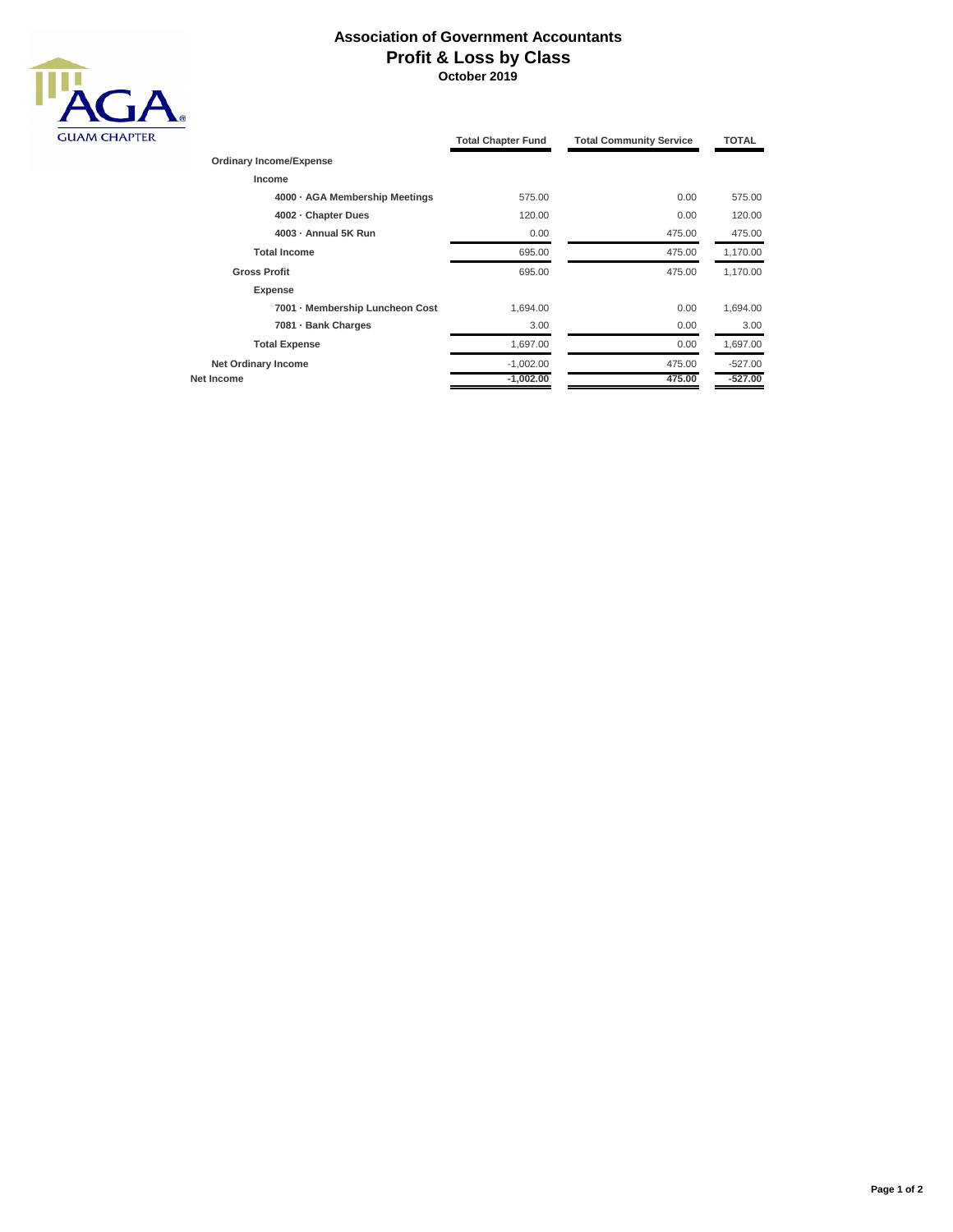# Association of Government Accountants
## Profit & Loss by Class
### October 2019

| | Total Chapter Fund | Total Community Service | TOTAL |
|---|---|---|---|
| **Ordinary Income/Expense** | | | |
| **Income** | | | |
| **4000 · AGA Membership Meetings** | 575.00 | 0.00 | 575.00 |
| **4002 · Chapter Dues** | 120.00 | 0.00 | 120.00 |
| **4003 · Annual 5K Run** | 0.00 | 475.00 | 475.00 |
| **Total Income** | 695.00 | 475.00 | 1,170.00 |
| **Gross Profit** | 695.00 | 475.00 | 1,170.00 |
| **Expense** | | | |
| **7001 · Membership Luncheon Cost** | 1,694.00 | 0.00 | 1,694.00 |
| **7081 · Bank Charges** | 3.00 | 0.00 | 3.00 |
| **Total Expense** | 1,697.00 | 0.00 | 1,697.00 |
| **Net Ordinary Income** | -1,002.00 | 475.00 | -527.00 |
| **Net Income** | **-1,002.00** | **475.00** | **-527.00** |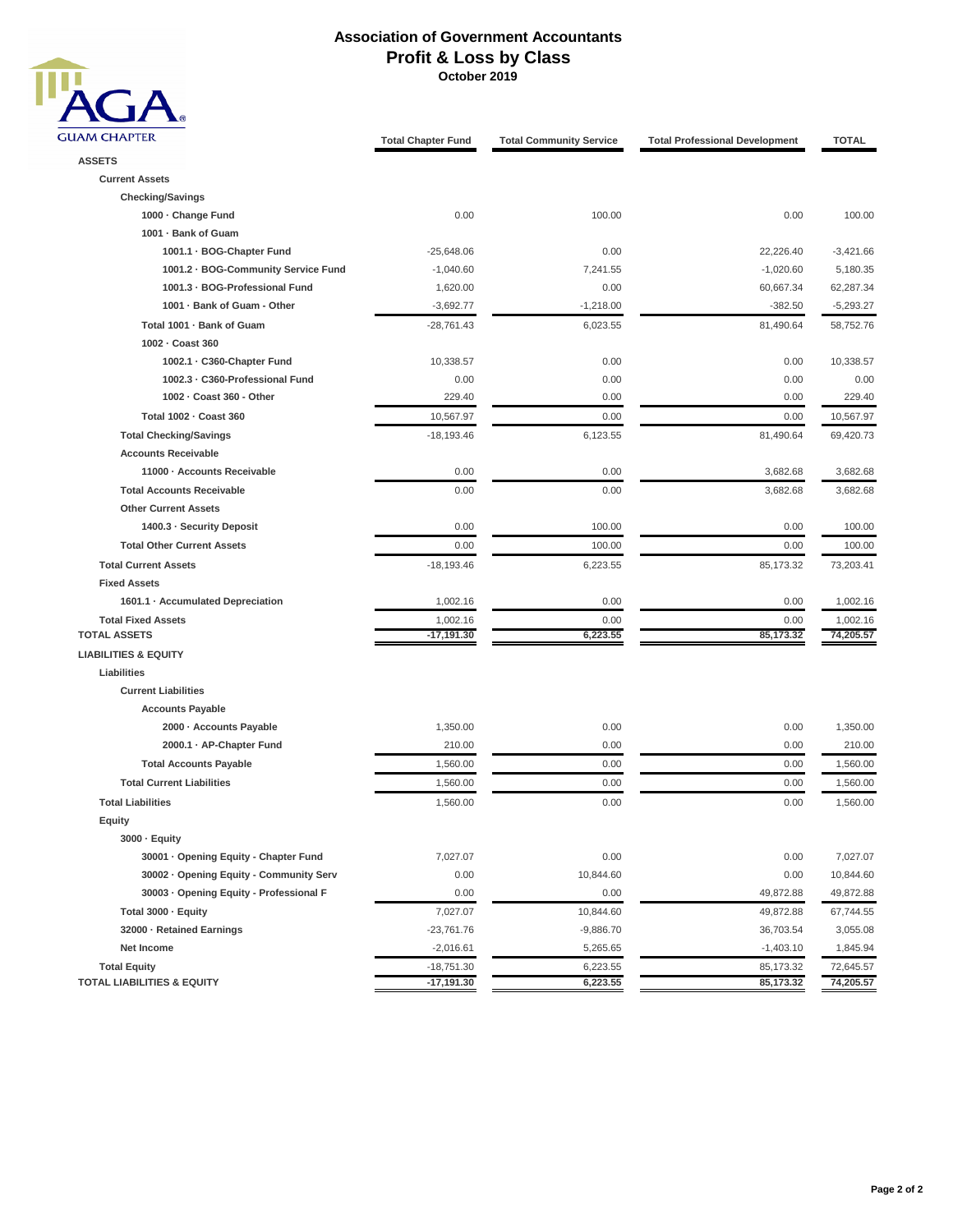# Association of Government Accountants
## Profit & Loss by Class
**October 2019**

GUAM CHAPTER

| | Total Chapter Fund | Total Community Service | Total Professional Development | TOTAL |
|---|---|---|---|---|
| **ASSETS** | | | | |
| **Current Assets** | | | | |
| **Checking/Savings** | | | | |
| **1000 · Change Fund** | 0.00 | 100.00 | 0.00 | 100.00 |
| **1001 · Bank of Guam** | | | | |
| **1001.1 · BOG-Chapter Fund** | -25,648.06 | 0.00 | 22,226.40 | -3,421.66 |
| **1001.2 · BOG-Community Service Fund** | -1,040.60 | 7,241.55 | -1,020.60 | 5,180.35 |
| **1001.3 · BOG-Professional Fund** | 1,620.00 | 0.00 | 60,667.34 | 62,287.34 |
| **1001 · Bank of Guam - Other** | -3,692.77 | -1,218.00 | -382.50 | -5,293.27 |
| **Total 1001 · Bank of Guam** | -28,761.43 | 6,023.55 | 81,490.64 | 58,752.76 |
| **1002 · Coast 360** | | | | |
| **1002.1 · C360-Chapter Fund** | 10,338.57 | 0.00 | 0.00 | 10,338.57 |
| **1002.3 · C360-Professional Fund** | 0.00 | 0.00 | 0.00 | 0.00 |
| **1002 · Coast 360 - Other** | 229.40 | 0.00 | 0.00 | 229.40 |
| **Total 1002 · Coast 360** | 10,567.97 | 0.00 | 0.00 | 10,567.97 |
| **Total Checking/Savings** | -18,193.46 | 6,123.55 | 81,490.64 | 69,420.73 |
| **Accounts Receivable** | | | | |
| **11000 · Accounts Receivable** | 0.00 | 0.00 | 3,682.68 | 3,682.68 |
| **Total Accounts Receivable** | 0.00 | 0.00 | 3,682.68 | 3,682.68 |
| **Other Current Assets** | | | | |
| **1400.3 · Security Deposit** | 0.00 | 100.00 | 0.00 | 100.00 |
| **Total Other Current Assets** | 0.00 | 100.00 | 0.00 | 100.00 |
| **Total Current Assets** | -18,193.46 | 6,223.55 | 85,173.32 | 73,203.41 |
| **Fixed Assets** | | | | |
| **1601.1 · Accumulated Depreciation** | 1,002.16 | 0.00 | 0.00 | 1,002.16 |
| **Total Fixed Assets** | 1,002.16 | 0.00 | 0.00 | 1,002.16 |
| **TOTAL ASSETS** | **-17,191.30** | **6,223.55** | **85,173.32** | **74,205.57** |
| **LIABILITIES & EQUITY** | | | | |
| **Liabilities** | | | | |
| **Current Liabilities** | | | | |
| **Accounts Payable** | | | | |
| **2000 · Accounts Payable** | 1,350.00 | 0.00 | 0.00 | 1,350.00 |
| **2000.1 · AP-Chapter Fund** | 210.00 | 0.00 | 0.00 | 210.00 |
| **Total Accounts Payable** | 1,560.00 | 0.00 | 0.00 | 1,560.00 |
| **Total Current Liabilities** | 1,560.00 | 0.00 | 0.00 | 1,560.00 |
| **Total Liabilities** | 1,560.00 | 0.00 | 0.00 | 1,560.00 |
| **Equity** | | | | |
| **3000 · Equity** | | | | |
| **30001 · Opening Equity - Chapter Fund** | 7,027.07 | 0.00 | 0.00 | 7,027.07 |
| **30002 · Opening Equity - Community Serv** | 0.00 | 10,844.60 | 0.00 | 10,844.60 |
| **30003 · Opening Equity - Professional F** | 0.00 | 0.00 | 49,872.88 | 49,872.88 |
| **Total 3000 · Equity** | 7,027.07 | 10,844.60 | 49,872.88 | 67,744.55 |
| **32000 · Retained Earnings** | -23,761.76 | -9,886.70 | 36,703.54 | 3,055.08 |
| **Net Income** | -2,016.61 | 5,265.65 | -1,403.10 | 1,845.94 |
| **Total Equity** | -18,751.30 | 6,223.55 | 85,173.32 | 72,645.57 |
| **TOTAL LIABILITIES & EQUITY** | **-17,191.30** | **6,223.55** | **85,173.32** | **74,205.57** |